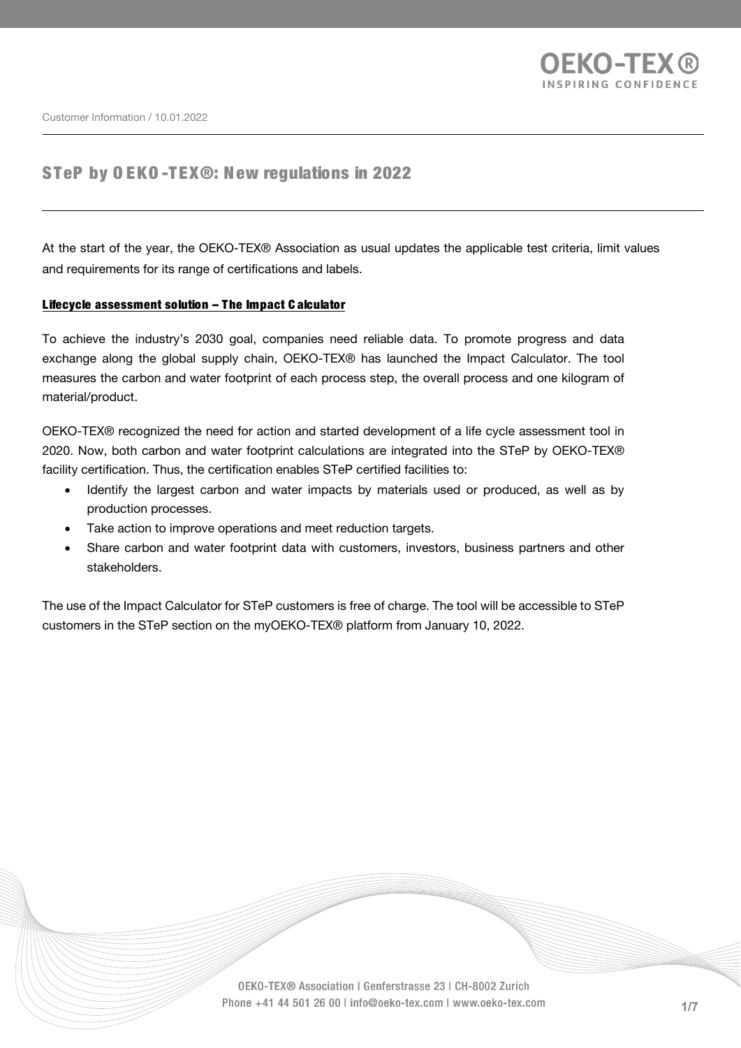Customer Information / 10.01.2022

# STeP by OEKO-TEX®: New regulations in 2022

At the start of the year, the OEKO-TEX® Association as usual updates the applicable test criteria, limit values and requirements for its range of certifications and labels.

## Lifecycle assessment solution – The Impact Calculator

To achieve the industry's 2030 goal, companies need reliable data. To promote progress and data exchange along the global supply chain, OEKO-TEX® has launched the Impact Calculator. The tool measures the carbon and water footprint of each process step, the overall process and one kilogram of material/product.

OEKO-TEX® recognized the need for action and started development of a life cycle assessment tool in 2020. Now, both carbon and water footprint calculations are integrated into the STeP by OEKO-TEX® facility certification. Thus, the certification enables STeP certified facilities to:

- Identify the largest carbon and water impacts by materials used or produced, as well as by production processes.
- Take action to improve operations and meet reduction targets.
- Share carbon and water footprint data with customers, investors, business partners and other stakeholders.

The use of the Impact Calculator for STeP customers is free of charge. The tool will be accessible to STeP customers in the STeP section on the myOEKO-TEX® platform from January 10, 2022.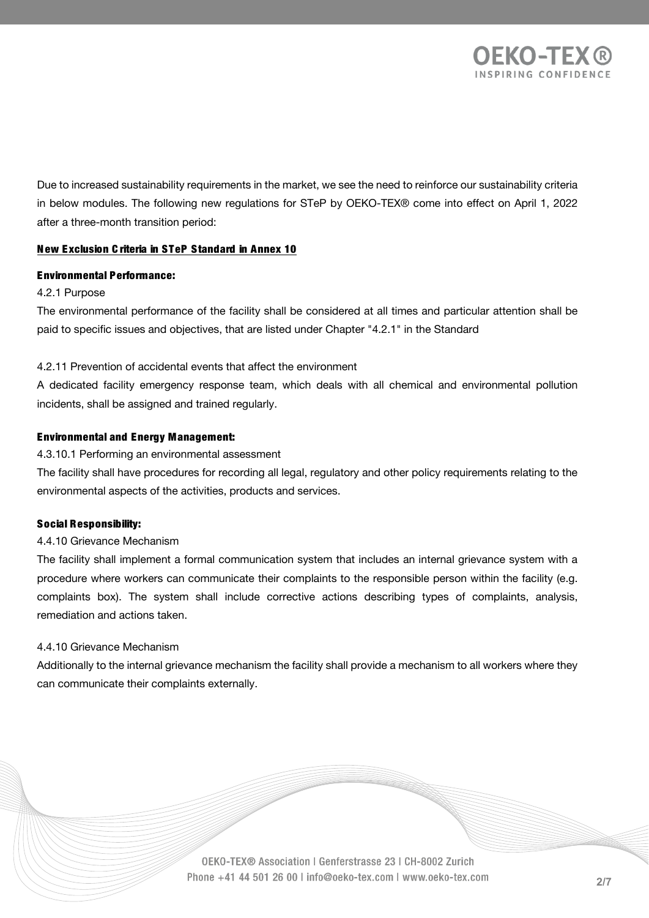Due to increased sustainability requirements in the market, we see the need to reinforce our sustainability criteria in below modules. The following new regulations for STeP by OEKO-TEX® come into effect on April 1, 2022 after a three-month transition period:

**New Exclusion Criteria in STeP Standard in Annex 10**

**Environmental Performance:**

4.2.1 Purpose

The environmental performance of the facility shall be considered at all times and particular attention shall be paid to specific issues and objectives, that are listed under Chapter "4.2.1" in the Standard

4.2.11 Prevention of accidental events that affect the environment

A dedicated facility emergency response team, which deals with all chemical and environmental pollution incidents, shall be assigned and trained regularly.

**Environmental and Energy Management:**

4.3.10.1 Performing an environmental assessment

The facility shall have procedures for recording all legal, regulatory and other policy requirements relating to the environmental aspects of the activities, products and services.

**Social Responsibility:**

4.4.10 Grievance Mechanism

The facility shall implement a formal communication system that includes an internal grievance system with a procedure where workers can communicate their complaints to the responsible person within the facility (e.g. complaints box). The system shall include corrective actions describing types of complaints, analysis, remediation and actions taken.

4.4.10 Grievance Mechanism

Additionally to the internal grievance mechanism the facility shall provide a mechanism to all workers where they can communicate their complaints externally.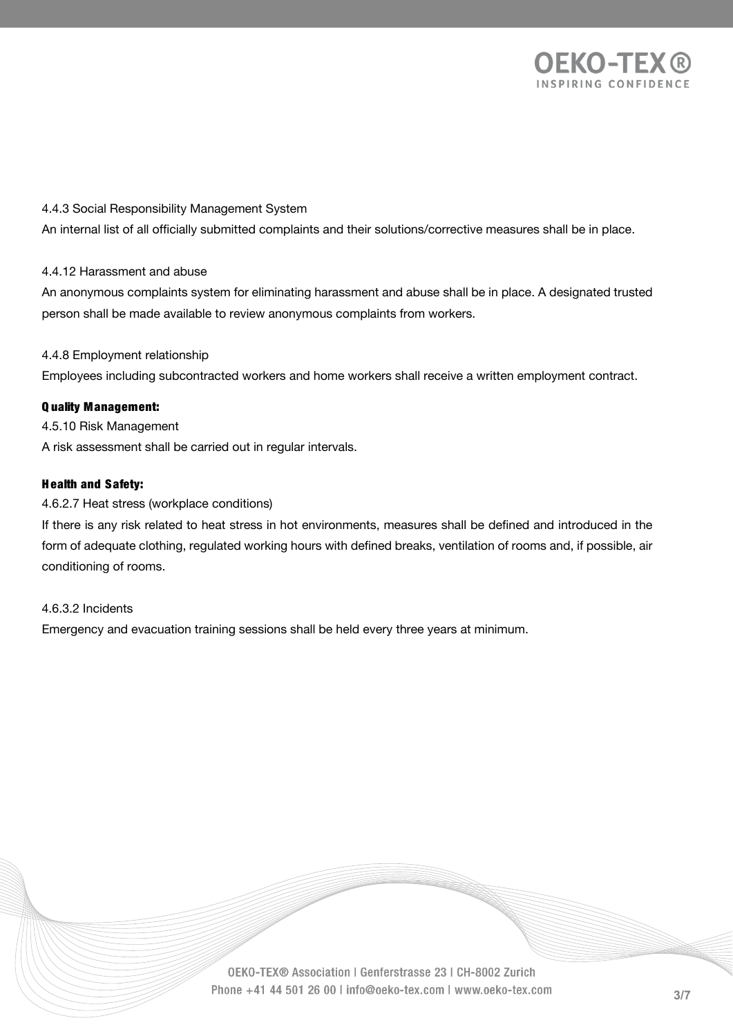4.4.3 Social Responsibility Management System

An internal list of all officially submitted complaints and their solutions/corrective measures shall be in place.

4.4.12 Harassment and abuse

An anonymous complaints system for eliminating harassment and abuse shall be in place. A designated trusted person shall be made available to review anonymous complaints from workers.

4.4.8 Employment relationship

Employees including subcontracted workers and home workers shall receive a written employment contract.

**Quality Management:**

4.5.10 Risk Management

A risk assessment shall be carried out in regular intervals.

**Health and Safety:**

4.6.2.7 Heat stress (workplace conditions)

If there is any risk related to heat stress in hot environments, measures shall be defined and introduced in the form of adequate clothing, regulated working hours with defined breaks, ventilation of rooms and, if possible, air conditioning of rooms.

4.6.3.2 Incidents

Emergency and evacuation training sessions shall be held every three years at minimum.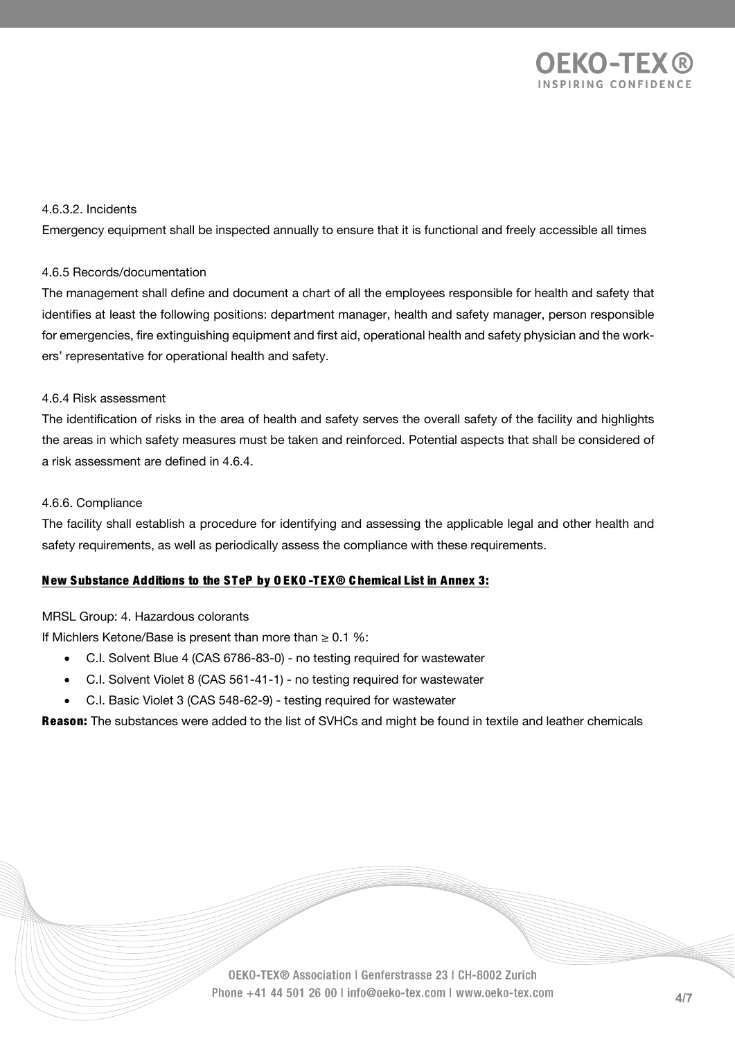4.6.3.2. Incidents

Emergency equipment shall be inspected annually to ensure that it is functional and freely accessible all times

4.6.5 Records/documentation

The management shall define and document a chart of all the employees responsible for health and safety that identifies at least the following positions: department manager, health and safety manager, person responsible for emergencies, fire extinguishing equipment and first aid, operational health and safety physician and the workers' representative for operational health and safety.

4.6.4 Risk assessment

The identification of risks in the area of health and safety serves the overall safety of the facility and highlights the areas in which safety measures must be taken and reinforced. Potential aspects that shall be considered of a risk assessment are defined in 4.6.4.

4.6.6. Compliance

The facility shall establish a procedure for identifying and assessing the applicable legal and other health and safety requirements, as well as periodically assess the compliance with these requirements.

**New Substance Additions to the STeP by OEKO-TEX® Chemical List in Annex 3:**

MRSL Group: 4. Hazardous colorants

If Michlers Ketone/Base is present than more than ≥ 0.1 %:

- C.I. Solvent Blue 4 (CAS 6786-83-0) - no testing required for wastewater
- C.I. Solvent Violet 8 (CAS 561-41-1) - no testing required for wastewater
- C.I. Basic Violet 3 (CAS 548-62-9) - testing required for wastewater

**Reason:** The substances were added to the list of SVHCs and might be found in textile and leather chemicals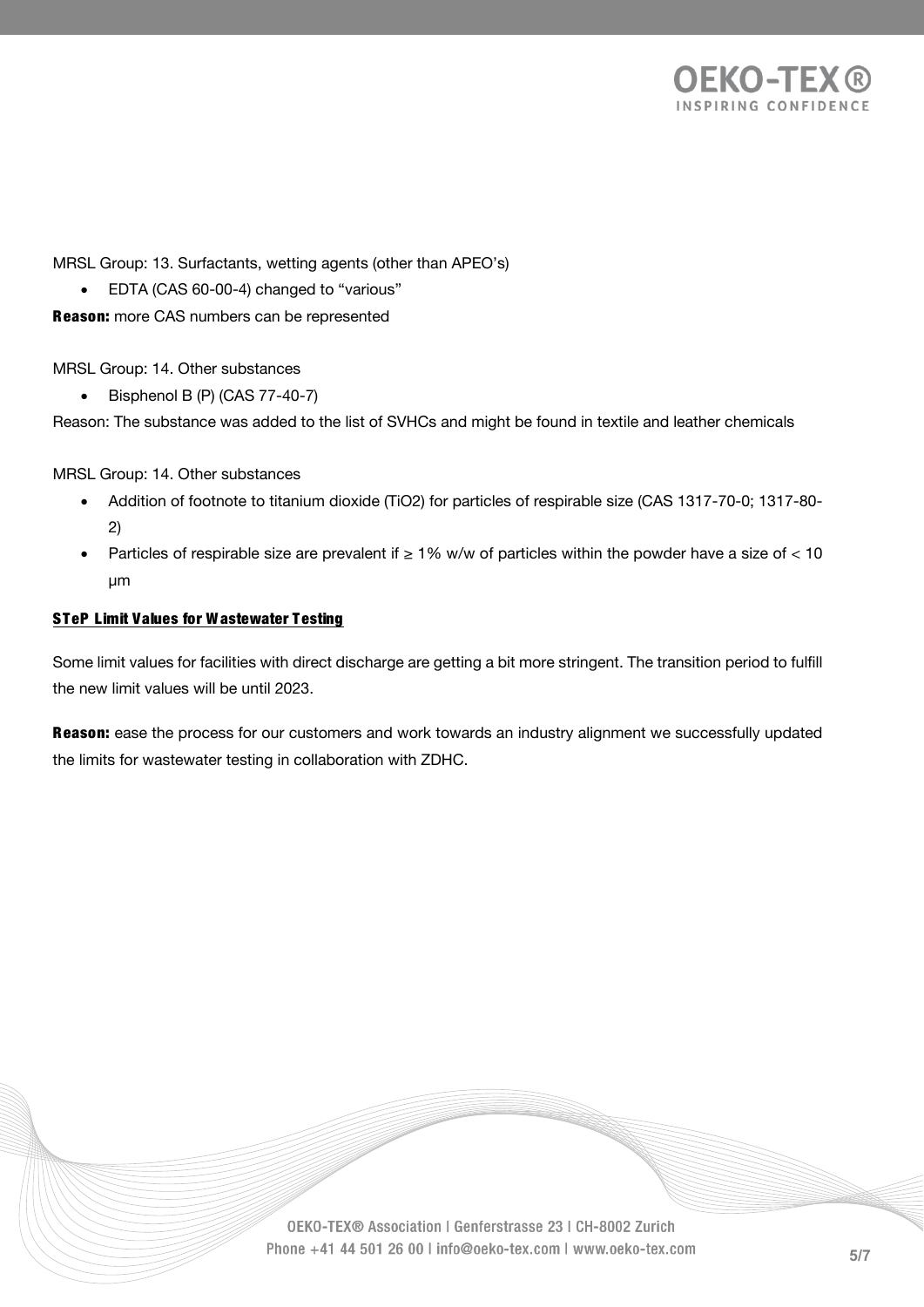MRSL Group: 13. Surfactants, wetting agents (other than APEO's)

- EDTA (CAS 60-00-4) changed to "various"

**Reason:** more CAS numbers can be represented

MRSL Group: 14. Other substances

- Bisphenol B (P) (CAS 77-40-7)

Reason: The substance was added to the list of SVHCs and might be found in textile and leather chemicals

MRSL Group: 14. Other substances

- Addition of footnote to titanium dioxide ($TiO_2$) for particles of respirable size (CAS 1317-70-0; 1317-80-2)
- Particles of respirable size are prevalent if ≥ 1% w/w of particles within the powder have a size of < 10 μm

**STeP Limit Values for Wastewater Testing**

Some limit values for facilities with direct discharge are getting a bit more stringent. The transition period to fulfill the new limit values will be until 2023.

**Reason:** ease the process for our customers and work towards an industry alignment we successfully updated the limits for wastewater testing in collaboration with ZDHC.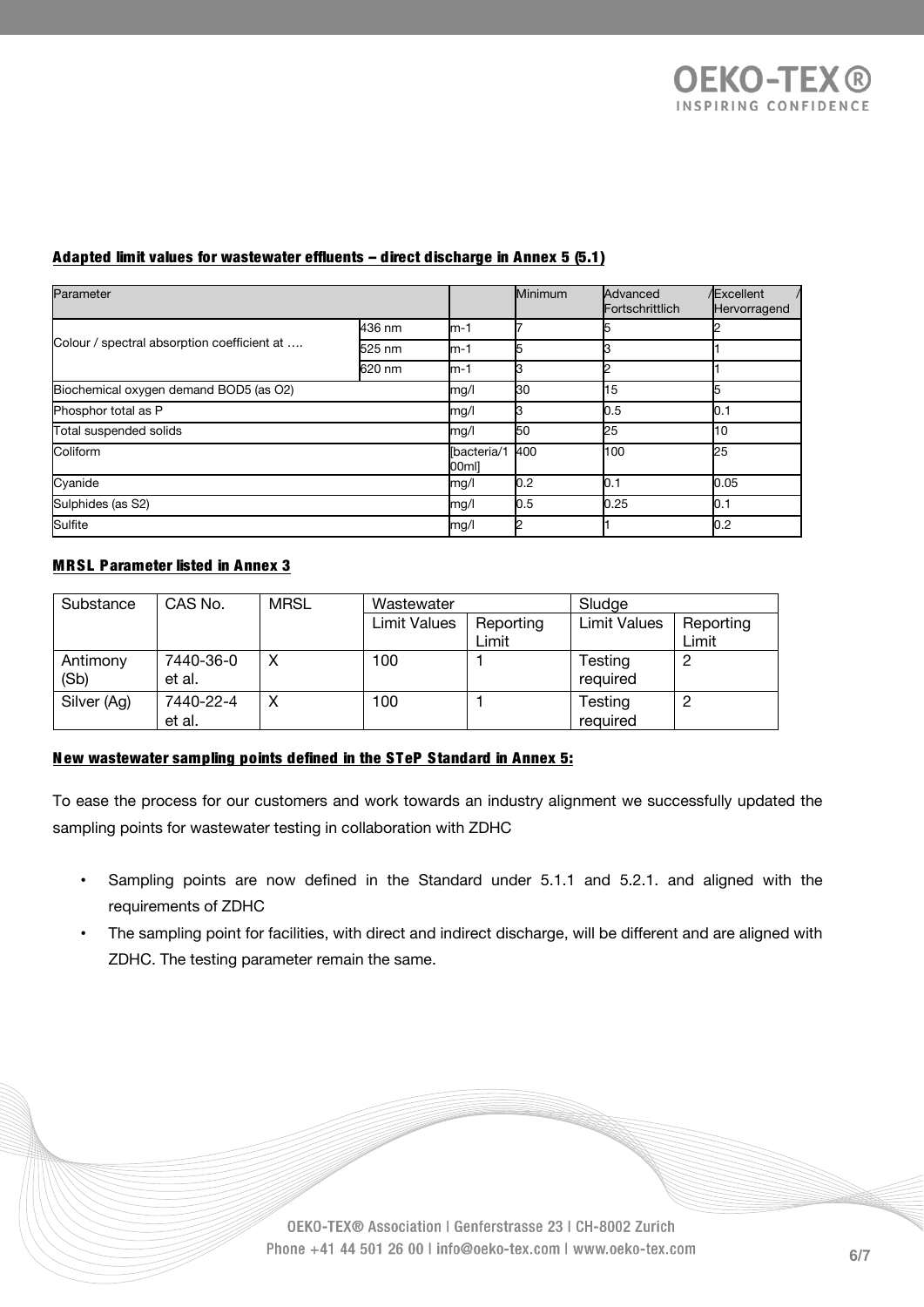**Adapted limit values for wastewater effluents – direct discharge in Annex 5 (5.1)**

| Parameter | | | Minimum | Advanced / Fortschrittlich | Excellent / Hervorragend |
|---|---|---|---|---|---|
| Colour / spectral absorption coefficient at …. | 436 nm | m-1 | 7 | 5 | 2 |
| | 525 nm | m-1 | 5 | 3 | 1 |
| | 620 nm | m-1 | 3 | 2 | 1 |
| Biochemical oxygen demand BOD5 (as O2) | | mg/l | 30 | 15 | 5 |
| Phosphor total as P | | mg/l | 3 | 0.5 | 0.1 |
| Total suspended solids | | mg/l | 50 | 25 | 10 |
| Coliform | | [bacteria/100ml] | 400 | 100 | 25 |
| Cyanide | | mg/l | 0.2 | 0.1 | 0.05 |
| Sulphides (as S2) | | mg/l | 0.5 | 0.25 | 0.1 |
| Sulfite | | mg/l | 2 | 1 | 0.2 |

**MRSL Parameter listed in Annex 3**

| Substance | CAS No. | MRSL | Wastewater | | Sludge | |
|---|---|---|---|---|---|---|
| | | | Limit Values | Reporting Limit | Limit Values | Reporting Limit |
| Antimony (Sb) | 7440-36-0 et al. | X | 100 | 1 | Testing required | 2 |
| Silver (Ag) | 7440-22-4 et al. | X | 100 | 1 | Testing required | 2 |

**New wastewater sampling points defined in the STeP Standard in Annex 5:**

To ease the process for our customers and work towards an industry alignment we successfully updated the sampling points for wastewater testing in collaboration with ZDHC

- Sampling points are now defined in the Standard under 5.1.1 and 5.2.1. and aligned with the requirements of ZDHC
- The sampling point for facilities, with direct and indirect discharge, will be different and are aligned with ZDHC. The testing parameter remain the same.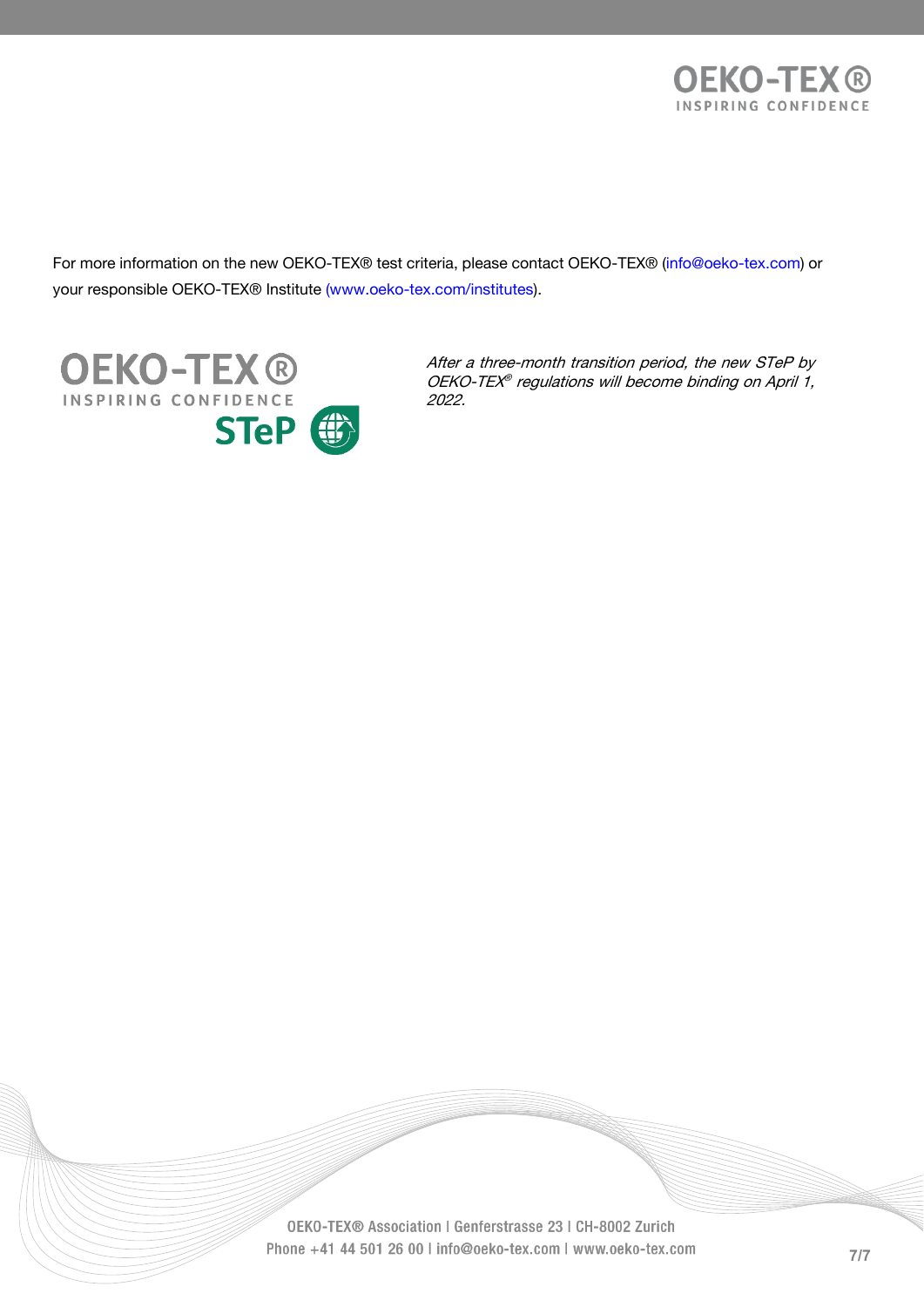For more information on the new OEKO-TEX® test criteria, please contact OEKO-TEX® (info@oeko-tex.com) or your responsible OEKO-TEX® Institute (www.oeko-tex.com/institutes).

*After a three-month transition period, the new STeP by OEKO-TEX® regulations will become binding on April 1, 2022.*